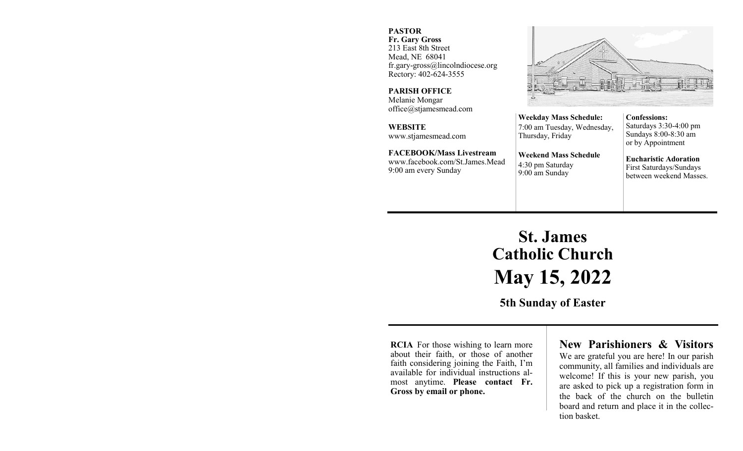**PASTOR**
**Fr. Gary Gross**
213 East 8th Street
Mead, NE 68041
fr.gary-gross@lincolndiocese.org
Rectory: 402-624-3555

**PARISH OFFICE**
Melanie Mongar
office@stjamesmead.com

**WEBSITE**
www.stjamesmead.com

**FACEBOOK/Mass Livestream**
www.facebook.com/St.James.Mead
9:00 am every Sunday

**Weekday Mass Schedule:**
7:00 am Tuesday, Wednesday, Thursday, Friday

**Weekend Mass Schedule**
4:30 pm Saturday
9:00 am Sunday

**Confessions:**
Saturdays 3:30-4:00 pm
Sundays 8:00-8:30 am
or by Appointment

**Eucharistic Adoration**
First Saturdays/Sundays between weekend Masses.

# St. James Catholic Church

# May 15, 2022

## 5th Sunday of Easter

**RCIA** For those wishing to learn more about their faith, or those of another faith considering joining the Faith, I'm available for individual instructions almost anytime. **Please contact Fr. Gross by email or phone.**

## New Parishioners & Visitors

We are grateful you are here! In our parish community, all families and individuals are welcome! If this is your new parish, you are asked to pick up a registration form in the back of the church on the bulletin board and return and place it in the collection basket.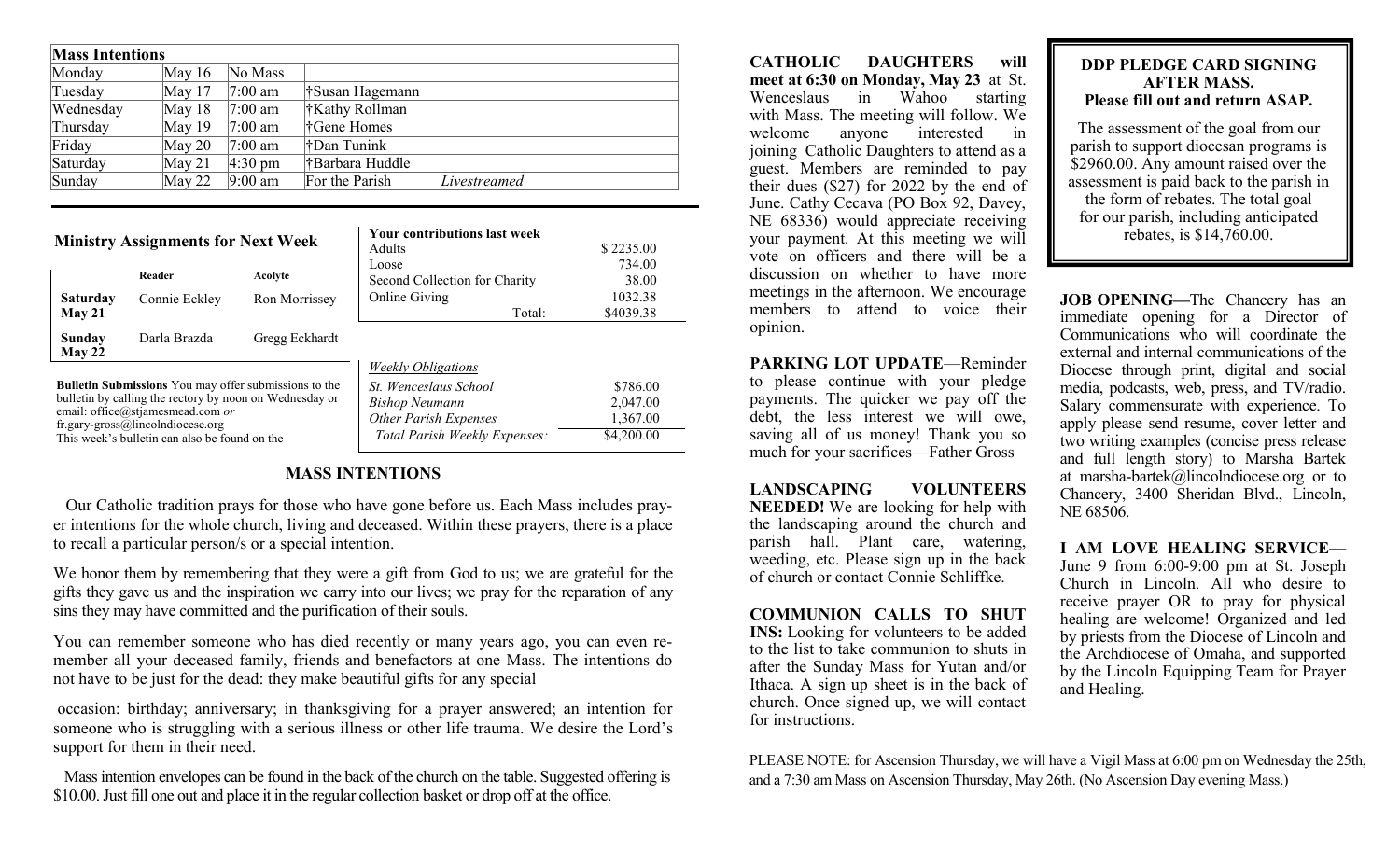## Mass Intentions

| | | | |
|---|---|---|---|
| Monday | May 16 | No Mass | |
| Tuesday | May 17 | 7:00 am | †Susan Hagemann |
| Wednesday | May 18 | 7:00 am | †Kathy Rollman |
| Thursday | May 19 | 7:00 am | †Gene Homes |
| Friday | May 20 | 7:00 am | †Dan Tunink |
| Saturday | May 21 | 4:30 pm | †Barbara Huddle |
| Sunday | May 22 | 9:00 am | For the Parish *Livestreamed* |

### Ministry Assignments for Next Week

| | Reader | Acolyte |
|---|---|---|
| **Saturday May 21** | Connie Eckley | Ron Morrissey |
| **Sunday May 22** | Darla Brazda | Gregg Eckhardt |

**Bulletin Submissions** You may offer submissions to the bulletin by calling the rectory by noon on Wednesday or email: office@stjamesmead.com *or* fr.gary-gross@lincolndiocese.org
This week's bulletin can also be found on the

| **Your contributions last week** | |
|---|---|
| Adults | $ 2235.00 |
| Loose | 734.00 |
| Second Collection for Charity | 38.00 |
| Online Giving | 1032.38 |
| Total: | $4039.38 |

| *Weekly Obligations* | |
|---|---|
| *St. Wenceslaus School* | $786.00 |
| *Bishop Neumann* | 2,047.00 |
| *Other Parish Expenses* | 1,367.00 |
| *Total Parish Weekly Expenses:* | $4,200.00 |

## MASS INTENTIONS

Our Catholic tradition prays for those who have gone before us. Each Mass includes prayer intentions for the whole church, living and deceased. Within these prayers, there is a place to recall a particular person/s or a special intention.

We honor them by remembering that they were a gift from God to us; we are grateful for the gifts they gave us and the inspiration we carry into our lives; we pray for the reparation of any sins they may have committed and the purification of their souls.

You can remember someone who has died recently or many years ago, you can even remember all your deceased family, friends and benefactors at one Mass. The intentions do not have to be just for the dead: they make beautiful gifts for any special occasion: birthday; anniversary; in thanksgiving for a prayer answered; an intention for someone who is struggling with a serious illness or other life trauma. We desire the Lord's support for them in their need.

Mass intention envelopes can be found in the back of the church on the table. Suggested offering is $10.00. Just fill one out and place it in the regular collection basket or drop off at the office.

**CATHOLIC DAUGHTERS will meet at 6:30 on Monday, May 23** at St. Wenceslaus in Wahoo starting with Mass. The meeting will follow. We welcome anyone interested in joining Catholic Daughters to attend as a guest. Members are reminded to pay their dues ($27) for 2022 by the end of June. Cathy Cecava (PO Box 92, Davey, NE 68336) would appreciate receiving your payment. At this meeting we will vote on officers and there will be a discussion on whether to have more meetings in the afternoon. We encourage members to attend to voice their opinion.

**PARKING LOT UPDATE**—Reminder to please continue with your pledge payments. The quicker we pay off the debt, the less interest we will owe, saving all of us money! Thank you so much for your sacrifices—Father Gross

**LANDSCAPING VOLUNTEERS NEEDED!** We are looking for help with the landscaping around the church and parish hall. Plant care, watering, weeding, etc. Please sign up in the back of church or contact Connie Schliffke.

**COMMUNION CALLS TO SHUT INS:** Looking for volunteers to be added to the list to take communion to shuts in after the Sunday Mass for Yutan and/or Ithaca. A sign up sheet is in the back of church. Once signed up, we will contact for instructions.

**DDP PLEDGE CARD SIGNING AFTER MASS.**
**Please fill out and return ASAP.**

The assessment of the goal from our parish to support diocesan programs is $2960.00. Any amount raised over the assessment is paid back to the parish in the form of rebates. The total goal for our parish, including anticipated rebates, is $14,760.00.

**JOB OPENING—**The Chancery has an immediate opening for a Director of Communications who will coordinate the external and internal communications of the Diocese through print, digital and social media, podcasts, web, press, and TV/radio. Salary commensurate with experience. To apply please send resume, cover letter and two writing examples (concise press release and full length story) to Marsha Bartek at marsha-bartek@lincolndiocese.org or to Chancery, 3400 Sheridan Blvd., Lincoln, NE 68506.

**I AM LOVE HEALING SERVICE—** June 9 from 6:00-9:00 pm at St. Joseph Church in Lincoln. All who desire to receive prayer OR to pray for physical healing are welcome! Organized and led by priests from the Diocese of Lincoln and the Archdiocese of Omaha, and supported by the Lincoln Equipping Team for Prayer and Healing.

PLEASE NOTE: for Ascension Thursday, we will have a Vigil Mass at 6:00 pm on Wednesday the 25th, and a 7:30 am Mass on Ascension Thursday, May 26th. (No Ascension Day evening Mass.)